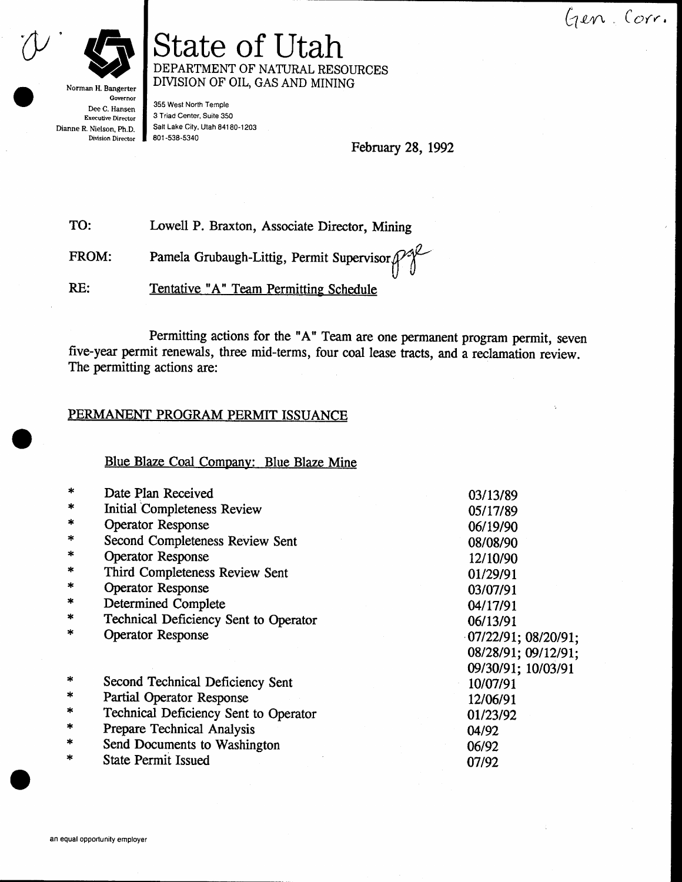Gen. Corr.

# State of Utah

DEPARTMENT OF NATURAL RESOURCES
DIVISION OF OIL, GAS AND MINING

Norman H. Bangerter, Governor
Dee C. Hansen, Executive Director
Dianne R. Nielson, Ph.D., Division Director

355 West North Temple
3 Triad Center, Suite 350
Salt Lake City, Utah 84180-1203
801-538-5340

February 28, 1992

TO: Lowell P. Braxton, Associate Director, Mining

FROM: Pamela Grubaugh-Littig, Permit Supervisor

RE: Tentative "A" Team Permitting Schedule

Permitting actions for the "A" Team are one permanent program permit, seven five-year permit renewals, three mid-terms, four coal lease tracts, and a reclamation review. The permitting actions are:

## PERMANENT PROGRAM PERMIT ISSUANCE

### Blue Blaze Coal Company: Blue Blaze Mine

| | | |
|---|---|---|
| * | Date Plan Received | 03/13/89 |
| * | Initial Completeness Review | 05/17/89 |
| * | Operator Response | 06/19/90 |
| * | Second Completeness Review Sent | 08/08/90 |
| * | Operator Response | 12/10/90 |
| * | Third Completeness Review Sent | 01/29/91 |
| * | Operator Response | 03/07/91 |
| * | Determined Complete | 04/17/91 |
| * | Technical Deficiency Sent to Operator | 06/13/91 |
| * | Operator Response | 07/22/91; 08/20/91; 08/28/91; 09/12/91; 09/30/91; 10/03/91 |
| * | Second Technical Deficiency Sent | 10/07/91 |
| * | Partial Operator Response | 12/06/91 |
| * | Technical Deficiency Sent to Operator | 01/23/92 |
| * | Prepare Technical Analysis | 04/92 |
| * | Send Documents to Washington | 06/92 |
| * | State Permit Issued | 07/92 |

an equal opportunity employer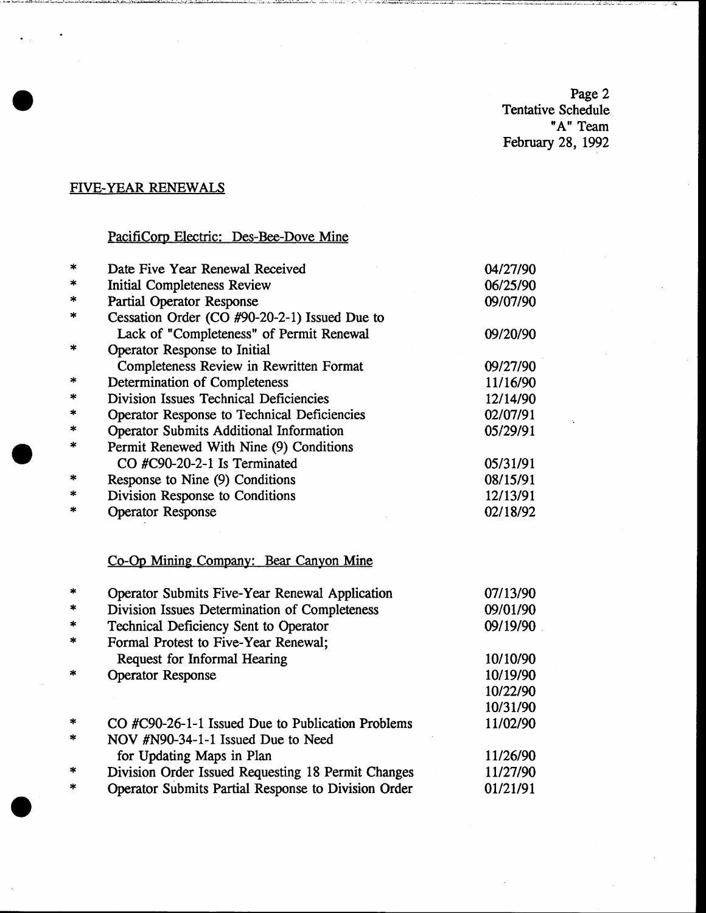Tentative Schedule
"A" Team
February 28, 1992

## FIVE-YEAR RENEWALS

### PacifiCorp Electric: Des-Bee-Dove Mine

| | Event | Date |
|---|---|---|
| * | Date Five Year Renewal Received | 04/27/90 |
| * | Initial Completeness Review | 06/25/90 |
| * | Partial Operator Response | 09/07/90 |
| * | Cessation Order (CO #90-20-2-1) Issued Due to Lack of "Completeness" of Permit Renewal | 09/20/90 |
| * | Operator Response to Initial Completeness Review in Rewritten Format | 09/27/90 |
| * | Determination of Completeness | 11/16/90 |
| * | Division Issues Technical Deficiencies | 12/14/90 |
| * | Operator Response to Technical Deficiencies | 02/07/91 |
| * | Operator Submits Additional Information | 05/29/91 |
| * | Permit Renewed With Nine (9) Conditions CO #C90-20-2-1 Is Terminated | 05/31/91 |
| * | Response to Nine (9) Conditions | 08/15/91 |
| * | Division Response to Conditions | 12/13/91 |
| * | Operator Response | 02/18/92 |

### Co-Op Mining Company: Bear Canyon Mine

| | Event | Date |
|---|---|---|
| * | Operator Submits Five-Year Renewal Application | 07/13/90 |
| * | Division Issues Determination of Completeness | 09/01/90 |
| * | Technical Deficiency Sent to Operator | 09/19/90 |
| * | Formal Protest to Five-Year Renewal; Request for Informal Hearing | 10/10/90 |
| * | Operator Response | 10/19/90 |
| | | 10/22/90 |
| | | 10/31/90 |
| * | CO #C90-26-1-1 Issued Due to Publication Problems | 11/02/90 |
| * | NOV #N90-34-1-1 Issued Due to Need for Updating Maps in Plan | 11/26/90 |
| * | Division Order Issued Requesting 18 Permit Changes | 11/27/90 |
| * | Operator Submits Partial Response to Division Order | 01/21/91 |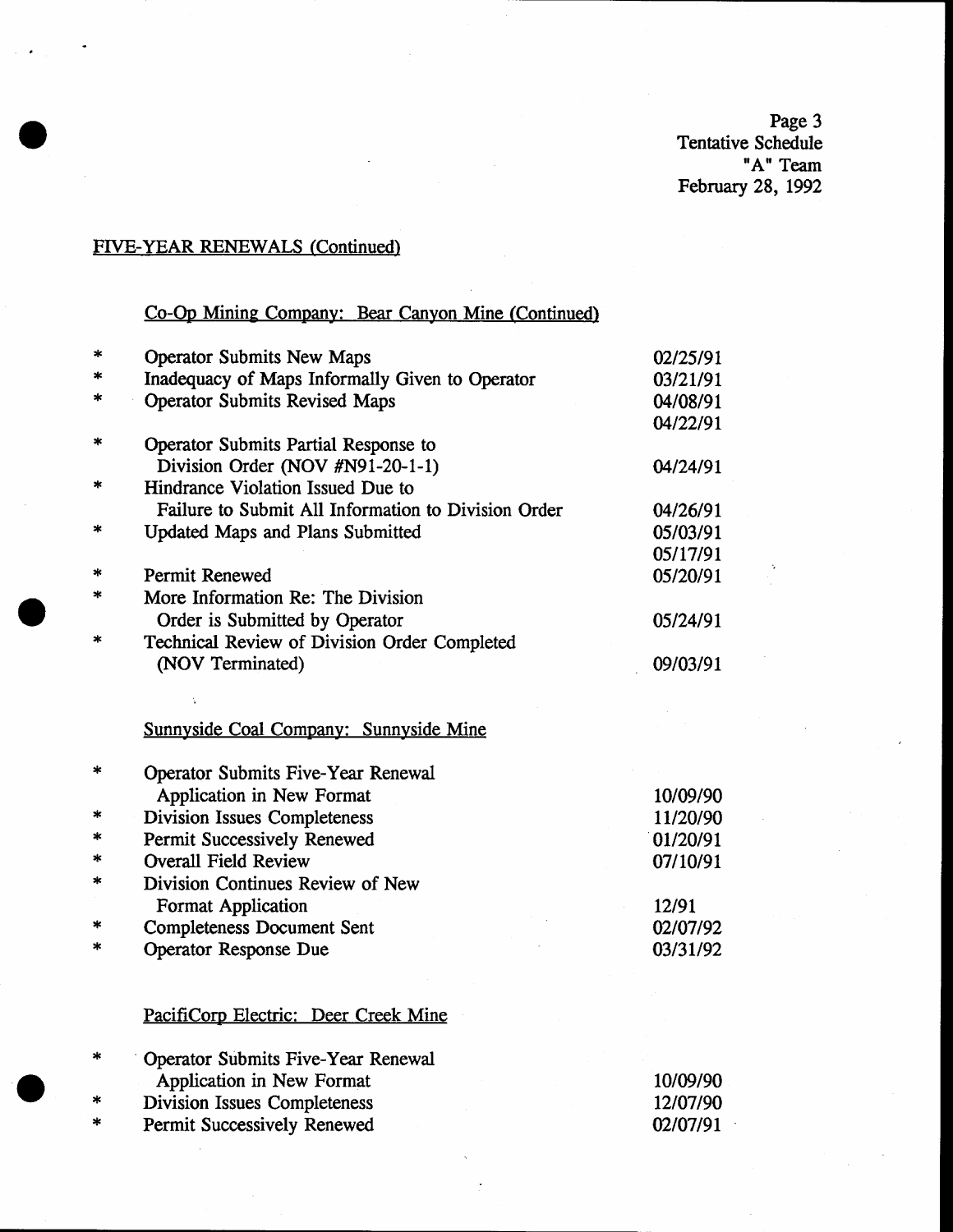## FIVE-YEAR RENEWALS (Continued)

### Co-Op Mining Company: Bear Canyon Mine (Continued)

| | Event | Date |
|---|---|---|
| * | Operator Submits New Maps | 02/25/91 |
| * | Inadequacy of Maps Informally Given to Operator | 03/21/91 |
| * | Operator Submits Revised Maps | 04/08/91<br>04/22/91 |
| * | Operator Submits Partial Response to Division Order (NOV #N91-20-1-1) | 04/24/91 |
| * | Hindrance Violation Issued Due to Failure to Submit All Information to Division Order | 04/26/91 |
| * | Updated Maps and Plans Submitted | 05/03/91<br>05/17/91 |
| * | Permit Renewed | 05/20/91 |
| * | More Information Re: The Division Order is Submitted by Operator | 05/24/91 |
| * | Technical Review of Division Order Completed (NOV Terminated) | 09/03/91 |

### Sunnyside Coal Company: Sunnyside Mine

| | Event | Date |
|---|---|---|
| * | Operator Submits Five-Year Renewal Application in New Format | 10/09/90 |
| * | Division Issues Completeness | 11/20/90 |
| * | Permit Successively Renewed | 01/20/91 |
| * | Overall Field Review | 07/10/91 |
| * | Division Continues Review of New Format Application | 12/91 |
| * | Completeness Document Sent | 02/07/92 |
| * | Operator Response Due | 03/31/92 |

### PacifiCorp Electric: Deer Creek Mine

| | Event | Date |
|---|---|---|
| * | Operator Submits Five-Year Renewal Application in New Format | 10/09/90 |
| * | Division Issues Completeness | 12/07/90 |
| * | Permit Successively Renewed | 02/07/91 |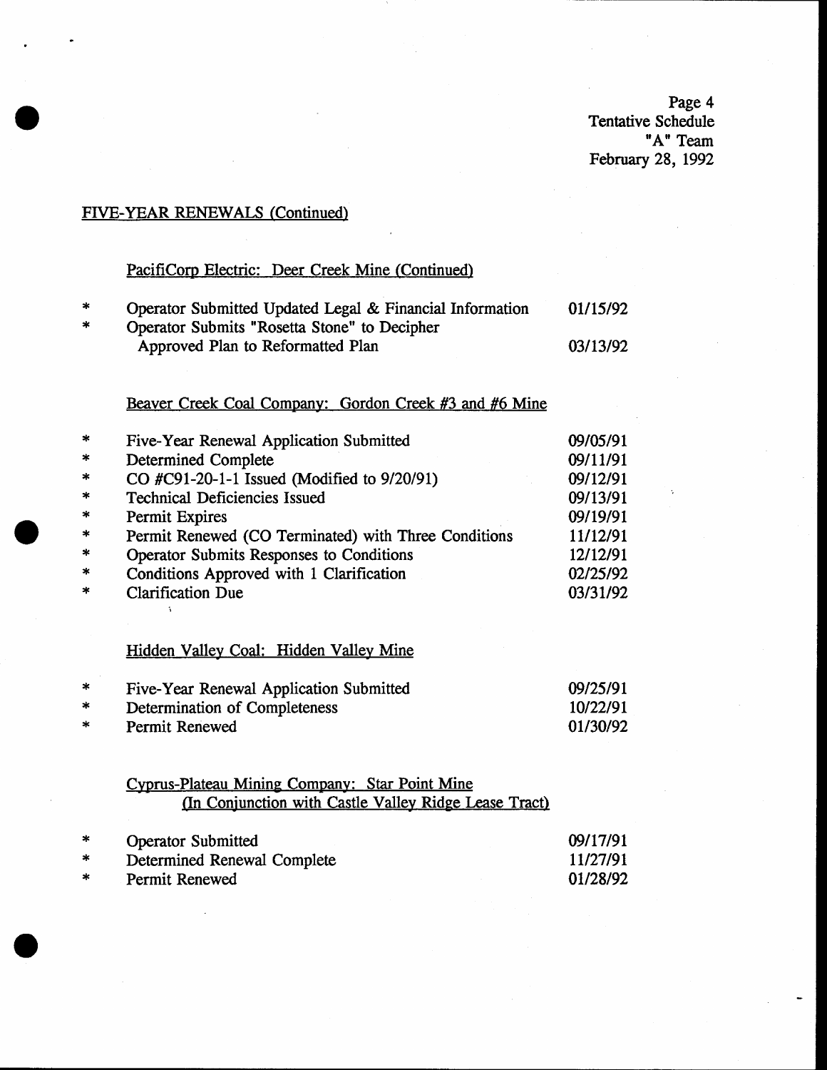Page 4
Tentative Schedule
"A" Team
February 28, 1992

## FIVE-YEAR RENEWALS (Continued)

### PacifiCorp Electric: Deer Creek Mine (Continued)

| | | |
|---|---|---|
| * | Operator Submitted Updated Legal & Financial Information | 01/15/92 |
| * | Operator Submits "Rosetta Stone" to Decipher Approved Plan to Reformatted Plan | 03/13/92 |

### Beaver Creek Coal Company: Gordon Creek #3 and #6 Mine

| | | |
|---|---|---|
| * | Five-Year Renewal Application Submitted | 09/05/91 |
| * | Determined Complete | 09/11/91 |
| * | CO #C91-20-1-1 Issued (Modified to 9/20/91) | 09/12/91 |
| * | Technical Deficiencies Issued | 09/13/91 |
| * | Permit Expires | 09/19/91 |
| * | Permit Renewed (CO Terminated) with Three Conditions | 11/12/91 |
| * | Operator Submits Responses to Conditions | 12/12/91 |
| * | Conditions Approved with 1 Clarification | 02/25/92 |
| * | Clarification Due | 03/31/92 |

### Hidden Valley Coal: Hidden Valley Mine

| | | |
|---|---|---|
| * | Five-Year Renewal Application Submitted | 09/25/91 |
| * | Determination of Completeness | 10/22/91 |
| * | Permit Renewed | 01/30/92 |

### Cyprus-Plateau Mining Company: Star Point Mine (In Conjunction with Castle Valley Ridge Lease Tract)

| | | |
|---|---|---|
| * | Operator Submitted | 09/17/91 |
| * | Determined Renewal Complete | 11/27/91 |
| * | Permit Renewed | 01/28/92 |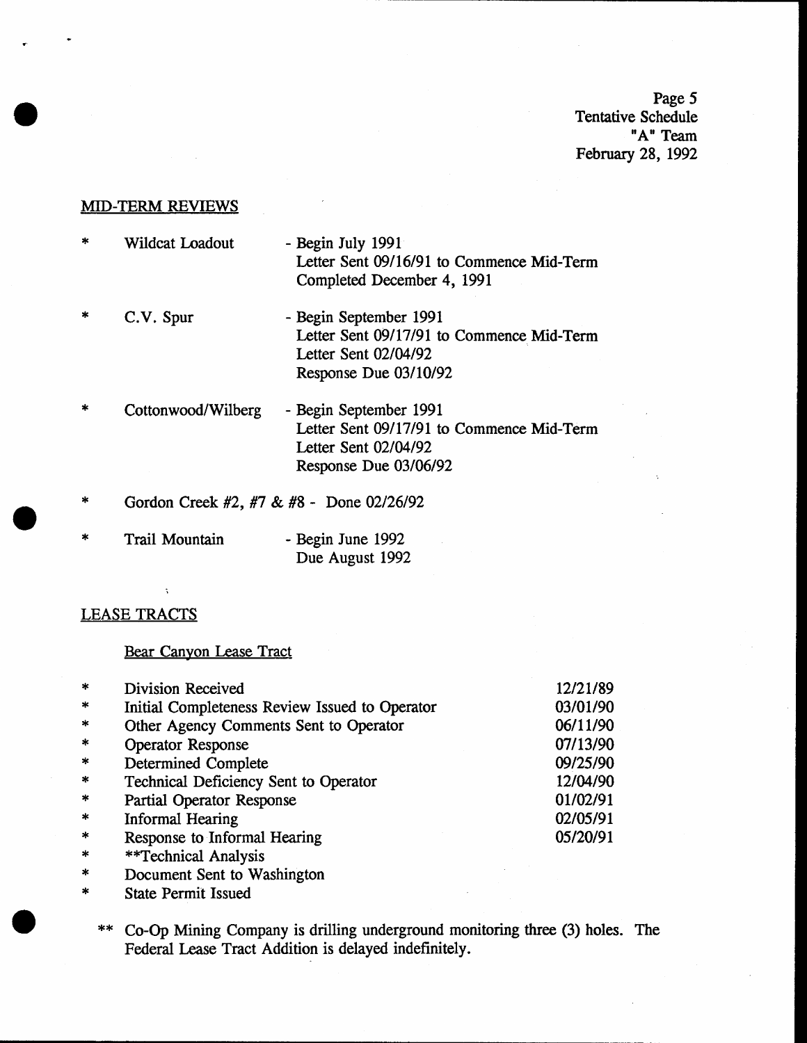Page 5
Tentative Schedule
"A" Team
February 28, 1992

## MID-TERM REVIEWS

* Wildcat Loadout - Begin July 1991
  Letter Sent 09/16/91 to Commence Mid-Term
  Completed December 4, 1991

* C.V. Spur - Begin September 1991
  Letter Sent 09/17/91 to Commence Mid-Term
  Letter Sent 02/04/92
  Response Due 03/10/92

* Cottonwood/Wilberg - Begin September 1991
  Letter Sent 09/17/91 to Commence Mid-Term
  Letter Sent 02/04/92
  Response Due 03/06/92

* Gordon Creek #2, #7 & #8 - Done 02/26/92

* Trail Mountain - Begin June 1992
  Due August 1992

## LEASE TRACTS

### Bear Canyon Lease Tract

| | |
|---|---|
| * Division Received | 12/21/89 |
| * Initial Completeness Review Issued to Operator | 03/01/90 |
| * Other Agency Comments Sent to Operator | 06/11/90 |
| * Operator Response | 07/13/90 |
| * Determined Complete | 09/25/90 |
| * Technical Deficiency Sent to Operator | 12/04/90 |
| * Partial Operator Response | 01/02/91 |
| * Informal Hearing | 02/05/91 |
| * Response to Informal Hearing | 05/20/91 |
| * **Technical Analysis | |
| * Document Sent to Washington | |
| * State Permit Issued | |

** Co-Op Mining Company is drilling underground monitoring three (3) holes. The Federal Lease Tract Addition is delayed indefinitely.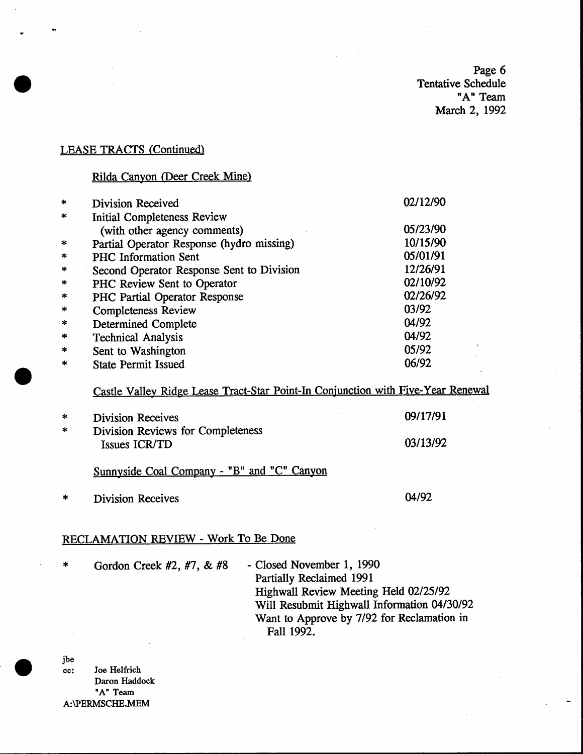Page 6
Tentative Schedule
"A" Team
March 2, 1992

## LEASE TRACTS (Continued)

### Rilda Canyon (Deer Creek Mine)

| | | |
|---|---|---|
| * | Division Received | 02/12/90 |
| * | Initial Completeness Review (with other agency comments) | 05/23/90 |
| * | Partial Operator Response (hydro missing) | 10/15/90 |
| * | PHC Information Sent | 05/01/91 |
| * | Second Operator Response Sent to Division | 12/26/91 |
| * | PHC Review Sent to Operator | 02/10/92 |
| * | PHC Partial Operator Response | 02/26/92 |
| * | Completeness Review | 03/92 |
| * | Determined Complete | 04/92 |
| * | Technical Analysis | 04/92 |
| * | Sent to Washington | 05/92 |
| * | State Permit Issued | 06/92 |

### Castle Valley Ridge Lease Tract-Star Point-In Conjunction with Five-Year Renewal

| | | |
|---|---|---|
| * | Division Receives | 09/17/91 |
| * | Division Reviews for Completeness Issues ICR/TD | 03/13/92 |

### Sunnyside Coal Company - "B" and "C" Canyon

| | | |
|---|---|---|
| * | Division Receives | 04/92 |

## RECLAMATION REVIEW - Work To Be Done

* Gordon Creek #2, #7, & #8 - Closed November 1, 1990
  Partially Reclaimed 1991
  Highwall Review Meeting Held 02/25/92
  Will Resubmit Highwall Information 04/30/92
  Want to Approve by 7/92 for Reclamation in Fall 1992.

jbe
cc: Joe Helfrich
Daron Haddock
"A" Team
A:\PERMSCHE.MEM